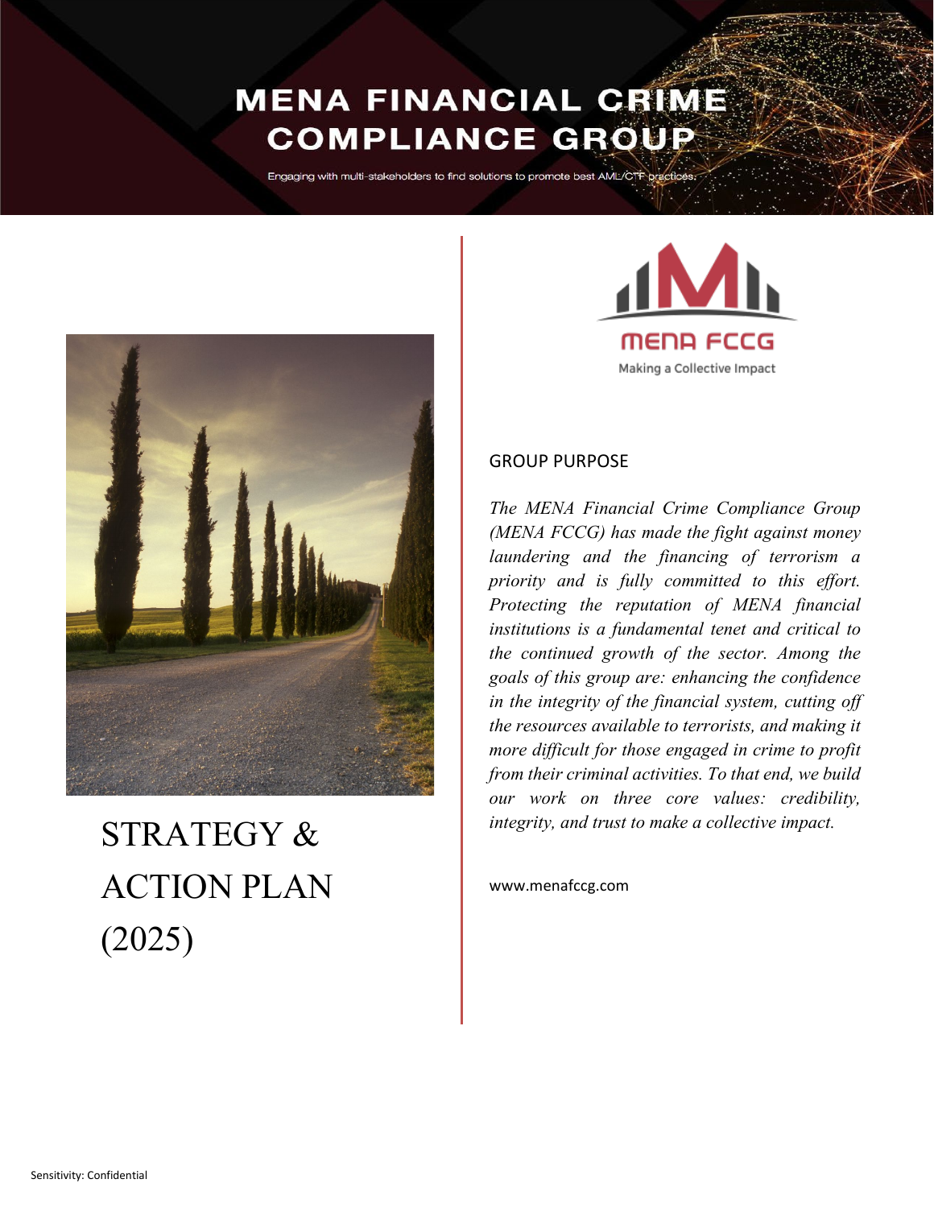# MENA FINANCIAL CRIME COMPLIANCE GROUP

Engaging with multi-stakeholders to find solutions to promote best AML/CTF practices.

MENA FCCG

Making a Collective Impact

# STRATEGY & ACTION PLAN (2025)

## GROUP PURPOSE

*The MENA Financial Crime Compliance Group (MENA FCCG) has made the fight against money laundering and the financing of terrorism a priority and is fully committed to this effort. Protecting the reputation of MENA financial institutions is a fundamental tenet and critical to the continued growth of the sector. Among the goals of this group are: enhancing the confidence in the integrity of the financial system, cutting off the resources available to terrorists, and making it more difficult for those engaged in crime to profit from their criminal activities. To that end, we build our work on three core values: credibility, integrity, and trust to make a collective impact.*

www.menafccg.com

Sensitivity: Confidential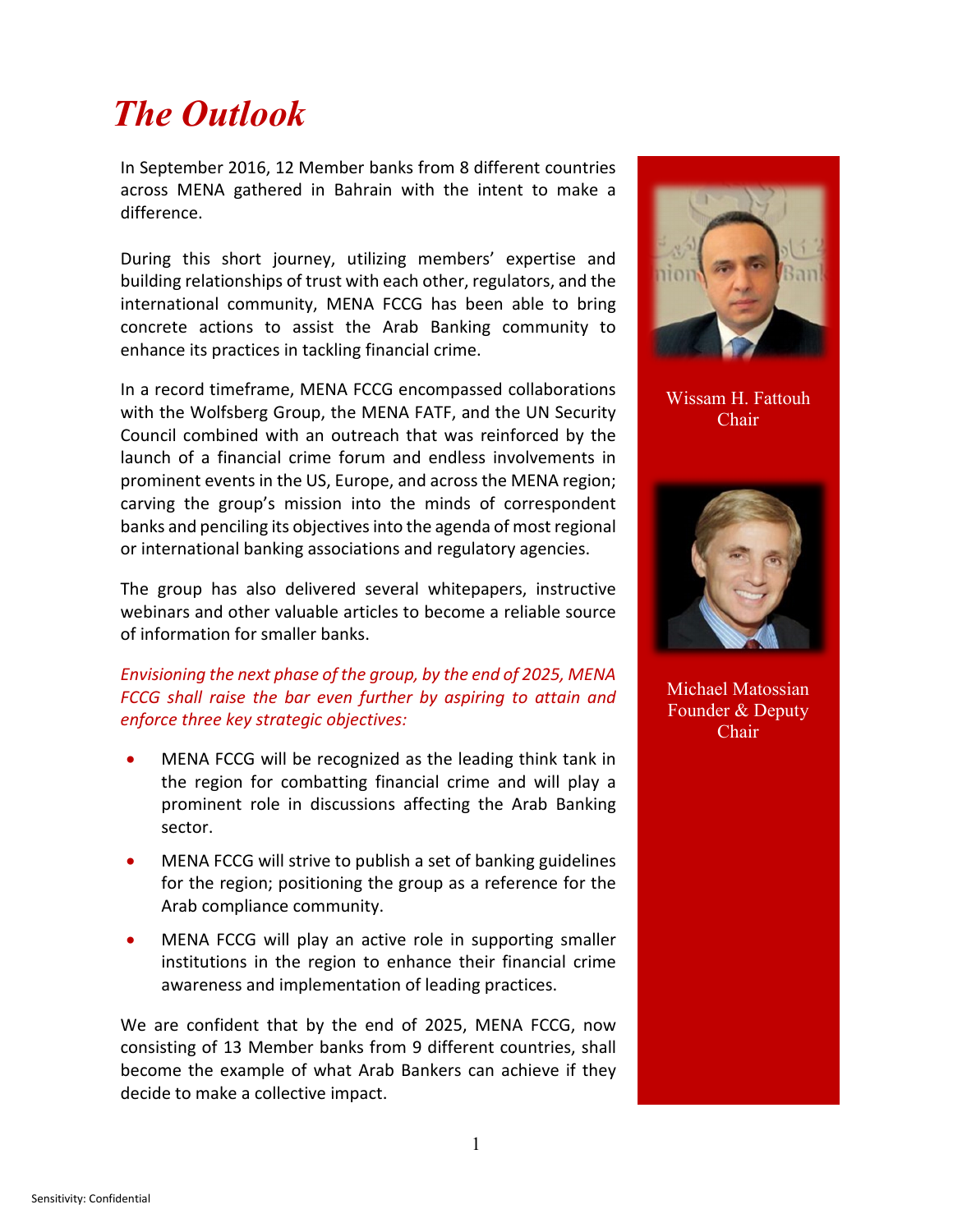# The Outlook

In September 2016, 12 Member banks from 8 different countries across MENA gathered in Bahrain with the intent to make a difference.

During this short journey, utilizing members' expertise and building relationships of trust with each other, regulators, and the international community, MENA FCCG has been able to bring concrete actions to assist the Arab Banking community to enhance its practices in tackling financial crime.

In a record timeframe, MENA FCCG encompassed collaborations with the Wolfsberg Group, the MENA FATF, and the UN Security Council combined with an outreach that was reinforced by the launch of a financial crime forum and endless involvements in prominent events in the US, Europe, and across the MENA region; carving the group's mission into the minds of correspondent banks and penciling its objectives into the agenda of most regional or international banking associations and regulatory agencies.

The group has also delivered several whitepapers, instructive webinars and other valuable articles to become a reliable source of information for smaller banks.

*Envisioning the next phase of the group, by the end of 2025, MENA FCCG shall raise the bar even further by aspiring to attain and enforce three key strategic objectives:*

- MENA FCCG will be recognized as the leading think tank in the region for combatting financial crime and will play a prominent role in discussions affecting the Arab Banking sector.
- MENA FCCG will strive to publish a set of banking guidelines for the region; positioning the group as a reference for the Arab compliance community.
- MENA FCCG will play an active role in supporting smaller institutions in the region to enhance their financial crime awareness and implementation of leading practices.

We are confident that by the end of 2025, MENA FCCG, now consisting of 13 Member banks from 9 different countries, shall become the example of what Arab Bankers can achieve if they decide to make a collective impact.

Wissam H. Fattouh
Chair

Michael Matossian
Founder & Deputy Chair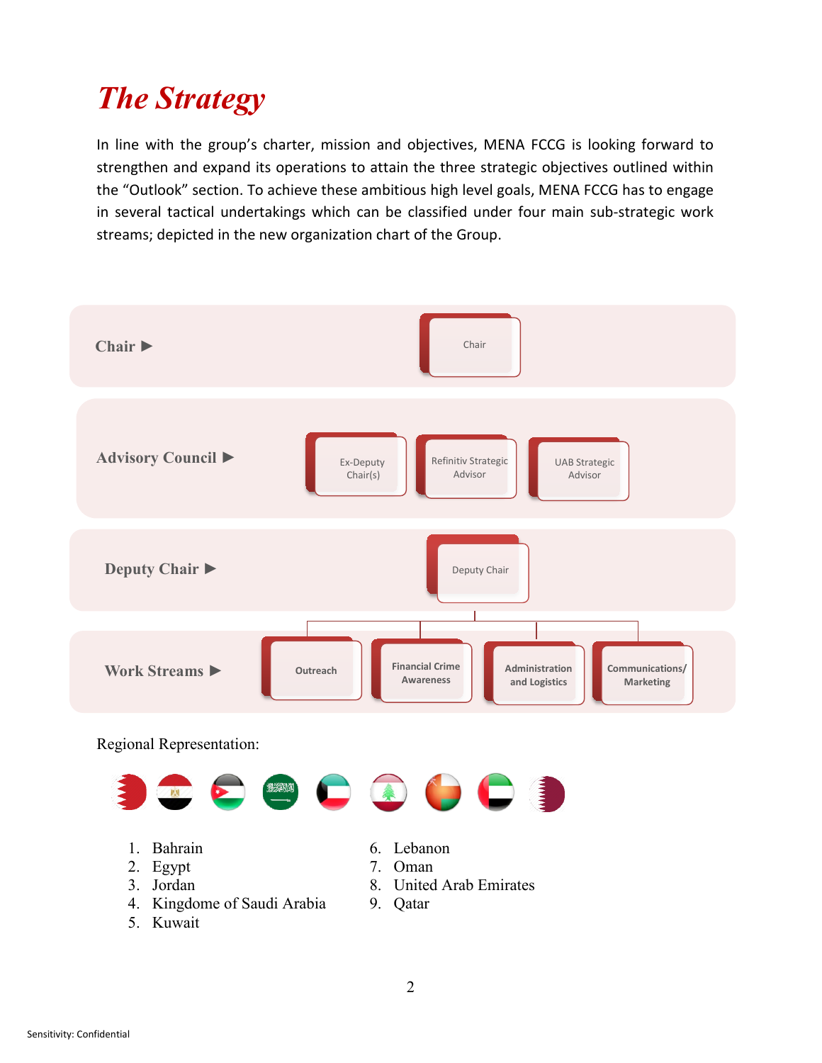# *The Strategy*

In line with the group's charter, mission and objectives, MENA FCCG is looking forward to strengthen and expand its operations to attain the three strategic objectives outlined within the "Outlook" section. To achieve these ambitious high level goals, MENA FCCG has to engage in several tactical undertakings which can be classified under four main sub-strategic work streams; depicted in the new organization chart of the Group.

**Chair ▶** Chair

**Advisory Council ▶** Ex-Deputy Chair(s) | Refinitiv Strategic Advisor | UAB Strategic Advisor

**Deputy Chair ▶** Deputy Chair

**Work Streams ▶** Outreach | Financial Crime Awareness | Administration and Logistics | Communications/ Marketing

Regional Representation:

1. Bahrain
2. Egypt
3. Jordan
4. Kingdome of Saudi Arabia
5. Kuwait
6. Lebanon
7. Oman
8. United Arab Emirates
9. Qatar

Sensitivity: Confidential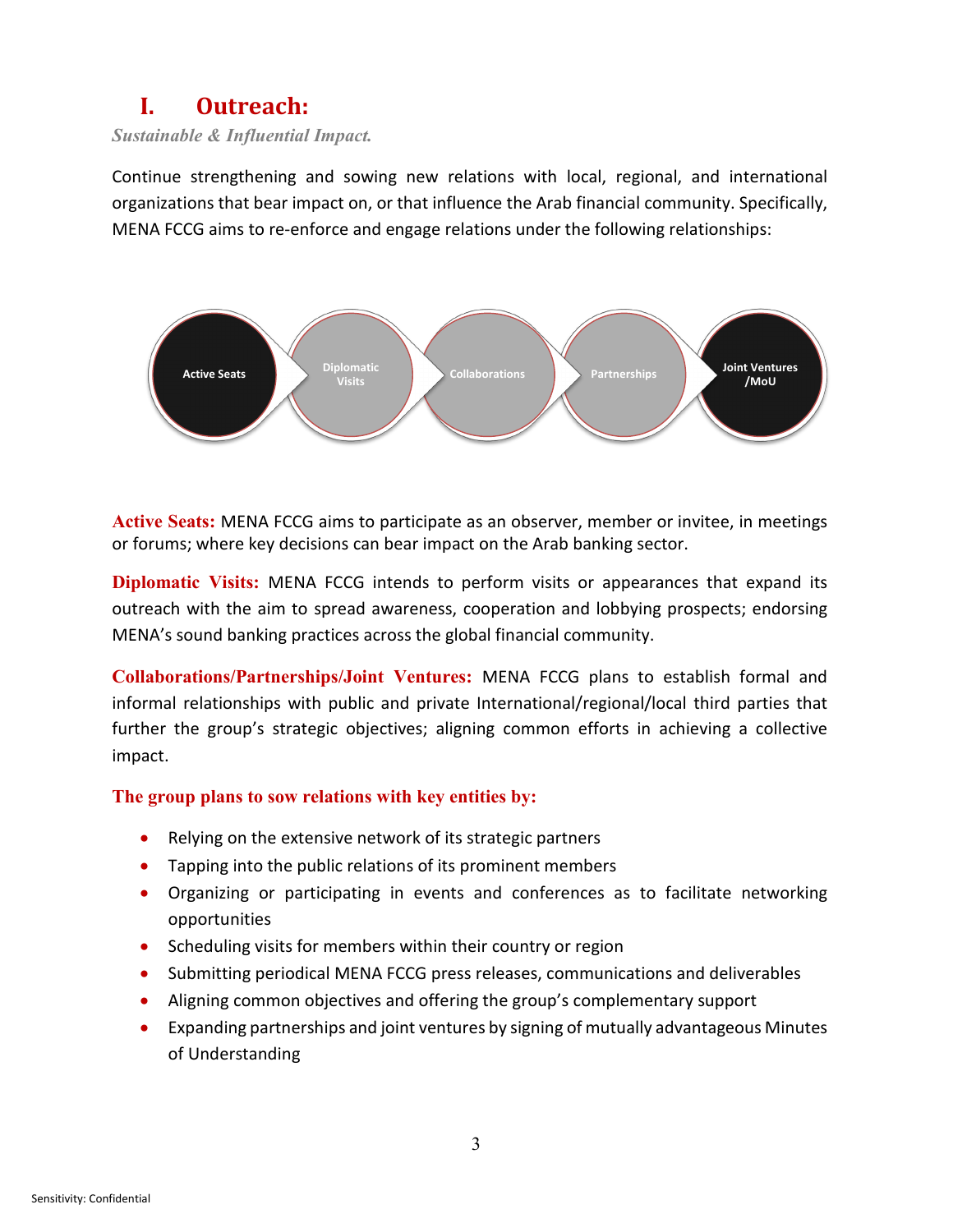# I. Outreach:

*Sustainable & Influential Impact.*

Continue strengthening and sowing new relations with local, regional, and international organizations that bear impact on, or that influence the Arab financial community. Specifically, MENA FCCG aims to re-enforce and engage relations under the following relationships:

Active Seats → Diplomatic Visits → Collaborations → Partnerships → Joint Ventures /MoU

**Active Seats:** MENA FCCG aims to participate as an observer, member or invitee, in meetings or forums; where key decisions can bear impact on the Arab banking sector.

**Diplomatic Visits:** MENA FCCG intends to perform visits or appearances that expand its outreach with the aim to spread awareness, cooperation and lobbying prospects; endorsing MENA's sound banking practices across the global financial community.

**Collaborations/Partnerships/Joint Ventures:** MENA FCCG plans to establish formal and informal relationships with public and private International/regional/local third parties that further the group's strategic objectives; aligning common efforts in achieving a collective impact.

**The group plans to sow relations with key entities by:**

- Relying on the extensive network of its strategic partners
- Tapping into the public relations of its prominent members
- Organizing or participating in events and conferences as to facilitate networking opportunities
- Scheduling visits for members within their country or region
- Submitting periodical MENA FCCG press releases, communications and deliverables
- Aligning common objectives and offering the group's complementary support
- Expanding partnerships and joint ventures by signing of mutually advantageous Minutes of Understanding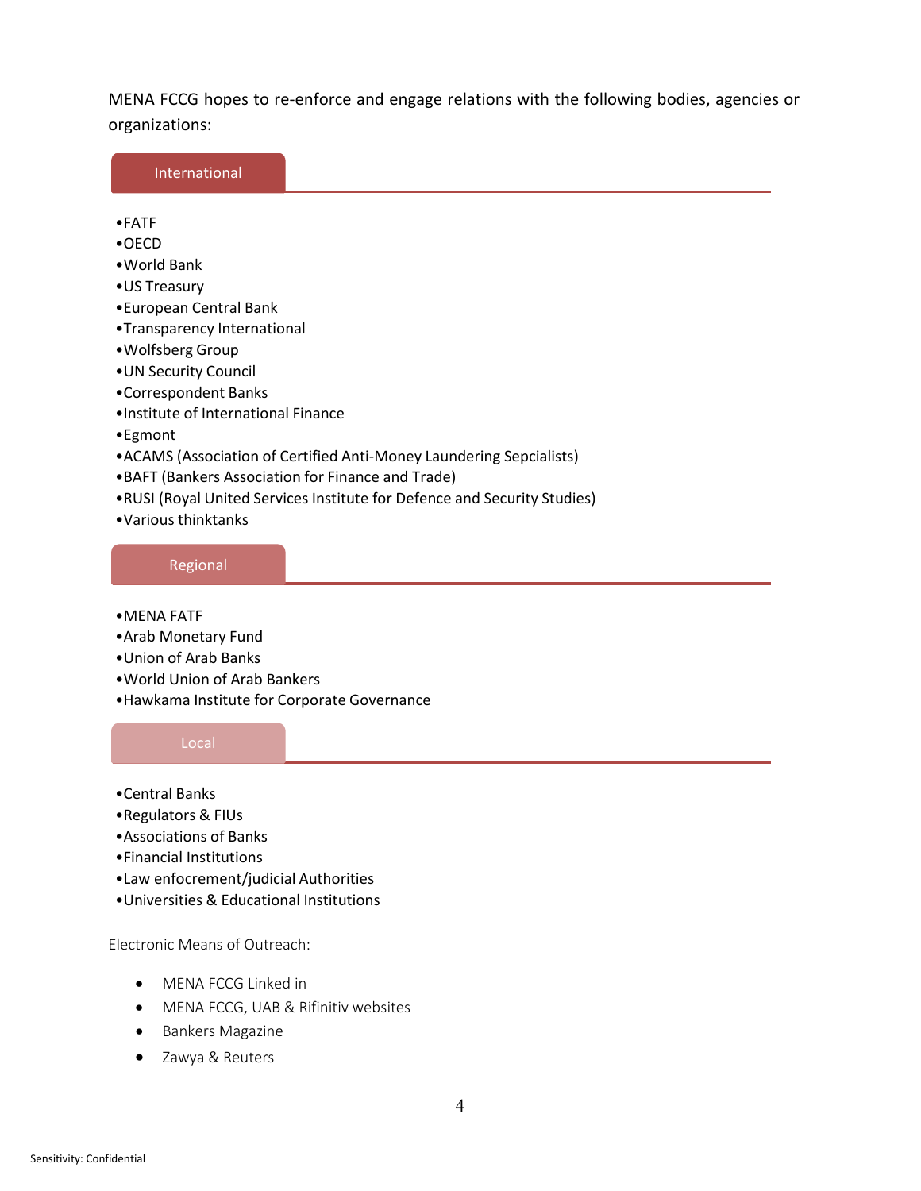MENA FCCG hopes to re-enforce and engage relations with the following bodies, agencies or organizations:

## International

- FATF
- OECD
- World Bank
- US Treasury
- European Central Bank
- Transparency International
- Wolfsberg Group
- UN Security Council
- Correspondent Banks
- Institute of International Finance
- Egmont
- ACAMS (Association of Certified Anti-Money Laundering Sepcialists)
- BAFT (Bankers Association for Finance and Trade)
- RUSI (Royal United Services Institute for Defence and Security Studies)
- Various thinktanks

## Regional

- MENA FATF
- Arab Monetary Fund
- Union of Arab Banks
- World Union of Arab Bankers
- Hawkama Institute for Corporate Governance

## Local

- Central Banks
- Regulators & FIUs
- Associations of Banks
- Financial Institutions
- Law enfocrement/judicial Authorities
- Universities & Educational Institutions

Electronic Means of Outreach:

- MENA FCCG Linked in
- MENA FCCG, UAB & Rifinitiv websites
- Bankers Magazine
- Zawya & Reuters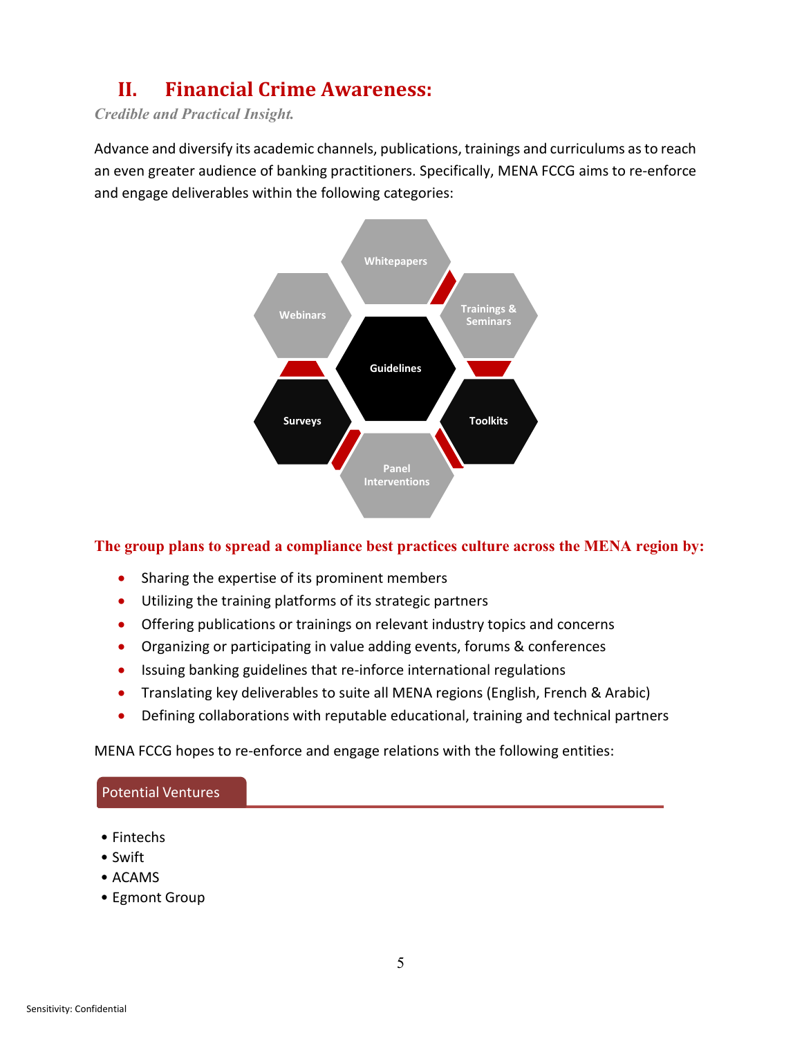## II. Financial Crime Awareness:

*Credible and Practical Insight.*

Advance and diversify its academic channels, publications, trainings and curriculums as to reach an even greater audience of banking practitioners. Specifically, MENA FCCG aims to re-enforce and engage deliverables within the following categories:

Whitepapers

Webinars

Trainings & Seminars

Guidelines

Surveys

Toolkits

Panel Interventions

**The group plans to spread a compliance best practices culture across the MENA region by:**

- Sharing the expertise of its prominent members
- Utilizing the training platforms of its strategic partners
- Offering publications or trainings on relevant industry topics and concerns
- Organizing or participating in value adding events, forums & conferences
- Issuing banking guidelines that re-inforce international regulations
- Translating key deliverables to suite all MENA regions (English, French & Arabic)
- Defining collaborations with reputable educational, training and technical partners

MENA FCCG hopes to re-enforce and engage relations with the following entities:

### Potential Ventures

- Fintechs
- Swift
- ACAMS
- Egmont Group

Sensitivity: Confidential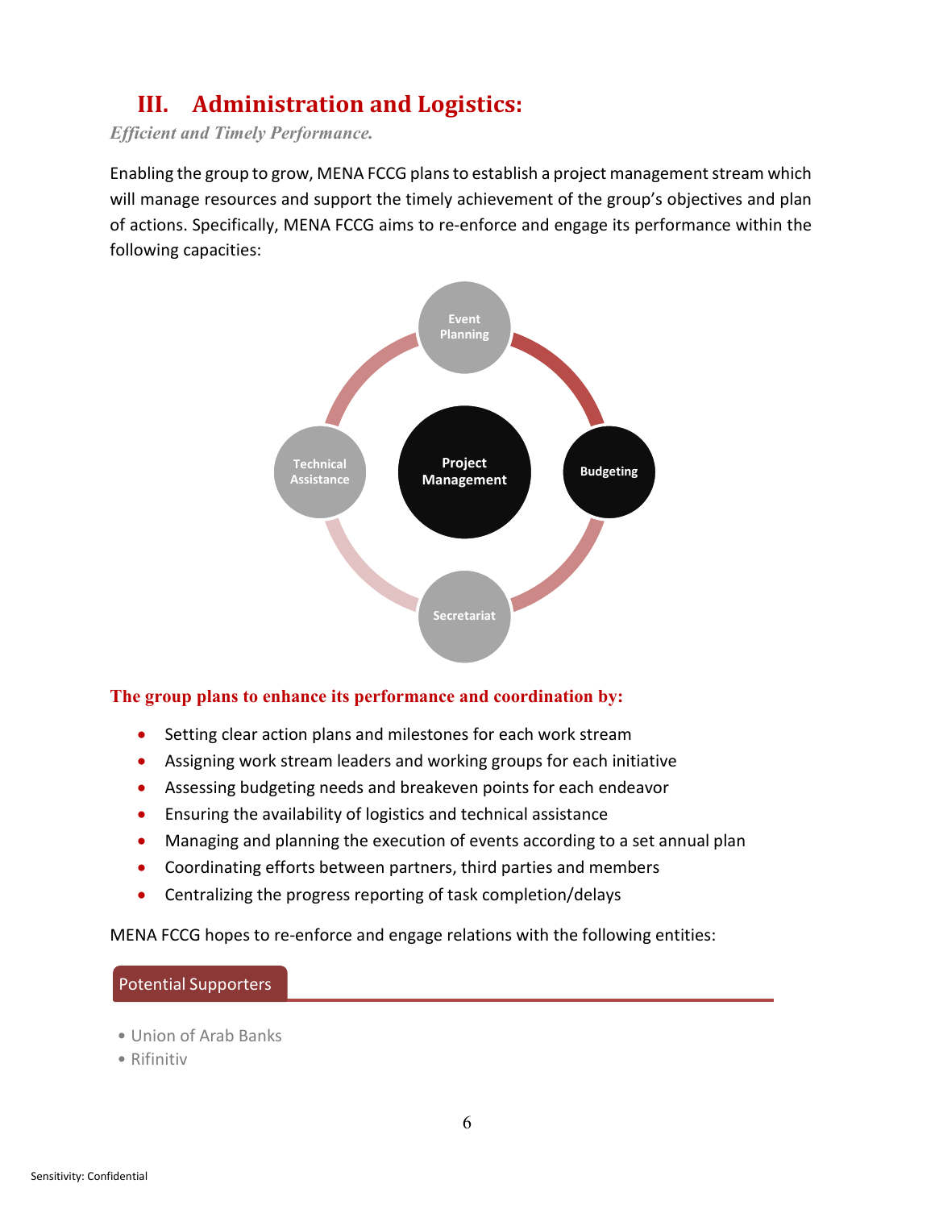# III. Administration and Logistics:

*Efficient and Timely Performance.*

Enabling the group to grow, MENA FCCG plans to establish a project management stream which will manage resources and support the timely achievement of the group's objectives and plan of actions. Specifically, MENA FCCG aims to re-enforce and engage its performance within the following capacities:

Event Planning

Technical Assistance

Project Management

Budgeting

Secretariat

**The group plans to enhance its performance and coordination by:**

- Setting clear action plans and milestones for each work stream
- Assigning work stream leaders and working groups for each initiative
- Assessing budgeting needs and breakeven points for each endeavor
- Ensuring the availability of logistics and technical assistance
- Managing and planning the execution of events according to a set annual plan
- Coordinating efforts between partners, third parties and members
- Centralizing the progress reporting of task completion/delays

MENA FCCG hopes to re-enforce and engage relations with the following entities:

**Potential Supporters**

- Union of Arab Banks
- Rifinitiv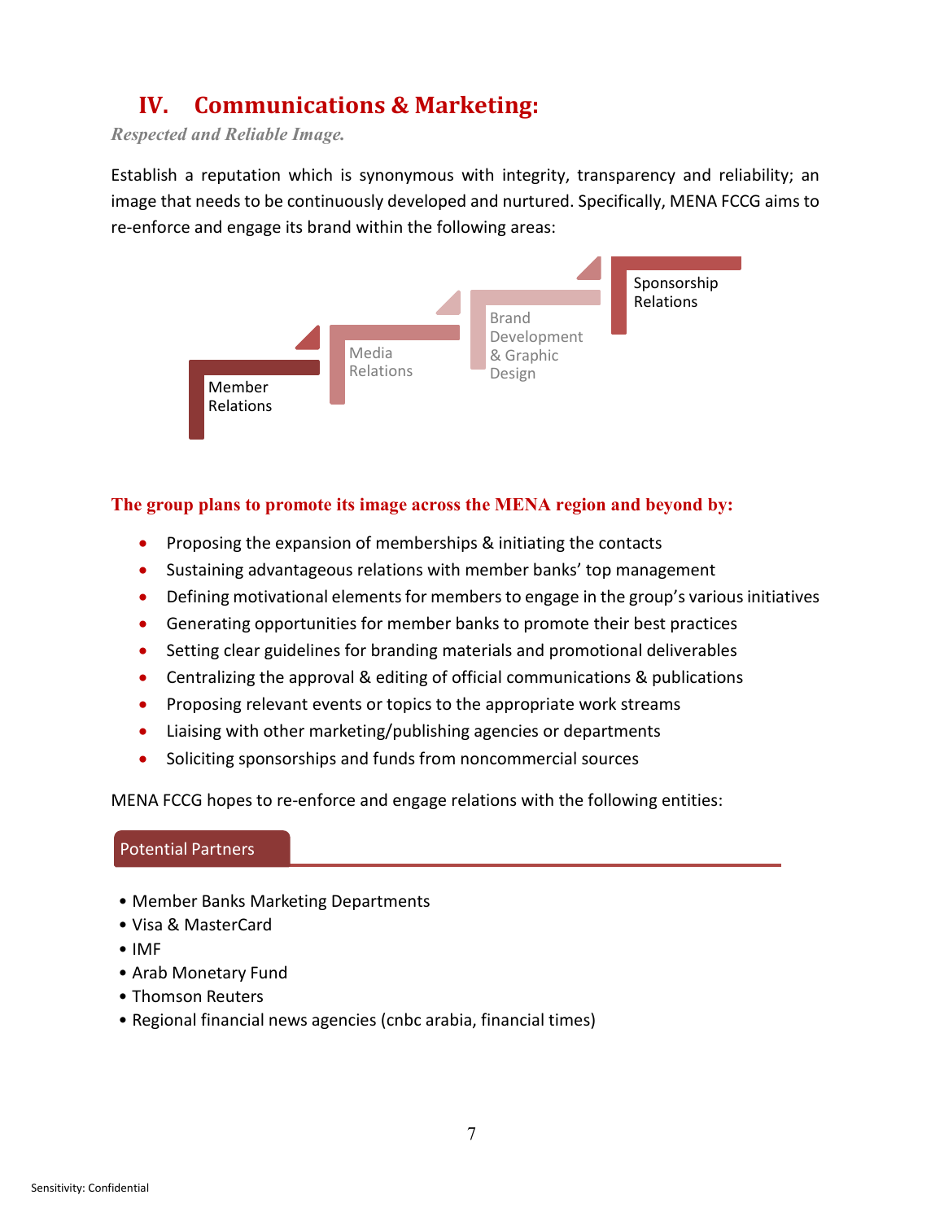## IV. Communications & Marketing:

***Respected and Reliable Image.***

Establish a reputation which is synonymous with integrity, transparency and reliability; an image that needs to be continuously developed and nurtured. Specifically, MENA FCCG aims to re-enforce and engage its brand within the following areas:

- Member Relations
- Media Relations
- Brand Development & Graphic Design
- Sponsorship Relations

**The group plans to promote its image across the MENA region and beyond by:**

- Proposing the expansion of memberships & initiating the contacts
- Sustaining advantageous relations with member banks' top management
- Defining motivational elements for members to engage in the group's various initiatives
- Generating opportunities for member banks to promote their best practices
- Setting clear guidelines for branding materials and promotional deliverables
- Centralizing the approval & editing of official communications & publications
- Proposing relevant events or topics to the appropriate work streams
- Liaising with other marketing/publishing agencies or departments
- Soliciting sponsorships and funds from noncommercial sources

MENA FCCG hopes to re-enforce and engage relations with the following entities:

**Potential Partners**

- Member Banks Marketing Departments
- Visa & MasterCard
- IMF
- Arab Monetary Fund
- Thomson Reuters
- Regional financial news agencies (cnbc arabia, financial times)

Sensitivity: Confidential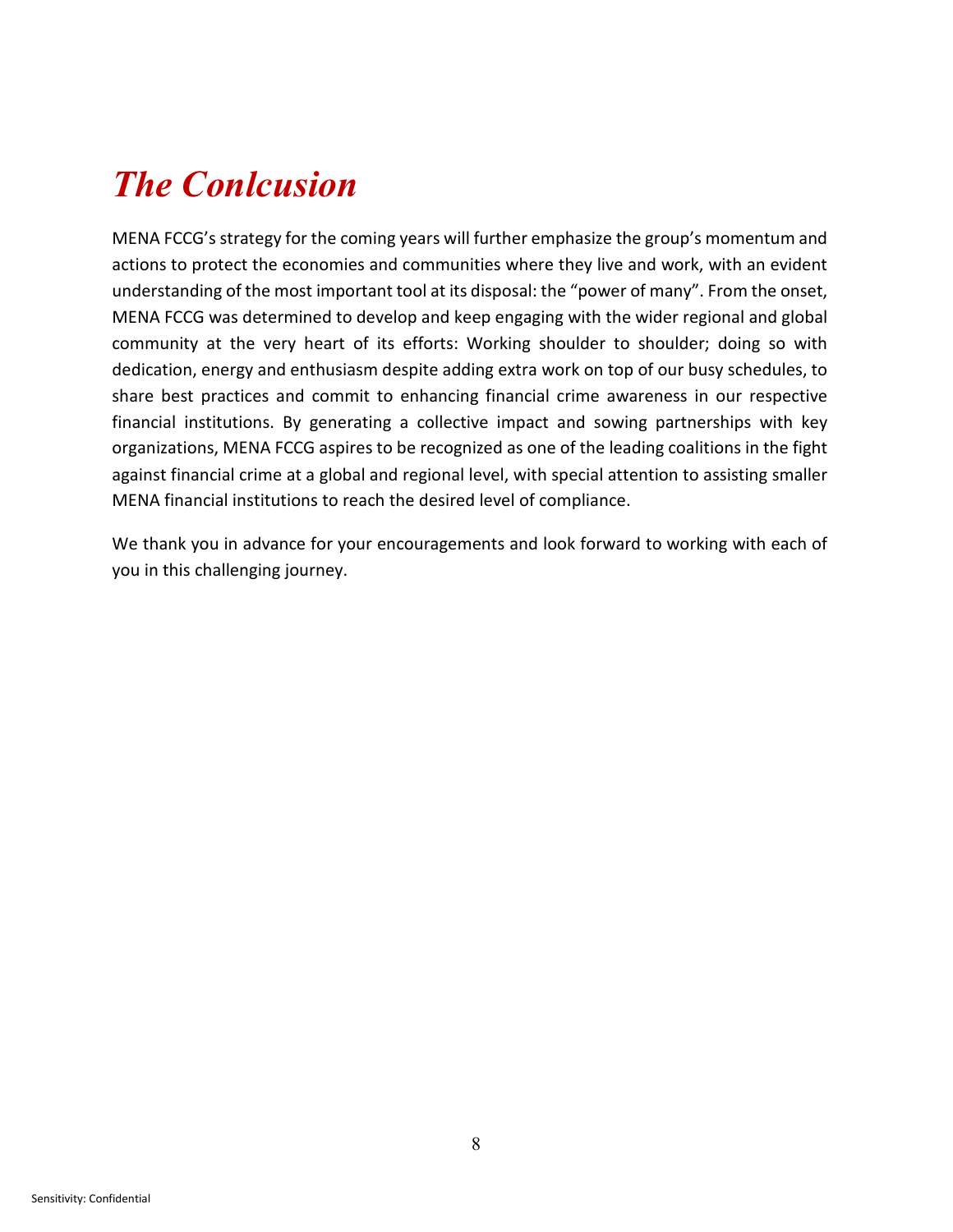# *The Conlcusion*

MENA FCCG's strategy for the coming years will further emphasize the group's momentum and actions to protect the economies and communities where they live and work, with an evident understanding of the most important tool at its disposal: the "power of many". From the onset, MENA FCCG was determined to develop and keep engaging with the wider regional and global community at the very heart of its efforts: Working shoulder to shoulder; doing so with dedication, energy and enthusiasm despite adding extra work on top of our busy schedules, to share best practices and commit to enhancing financial crime awareness in our respective financial institutions. By generating a collective impact and sowing partnerships with key organizations, MENA FCCG aspires to be recognized as one of the leading coalitions in the fight against financial crime at a global and regional level, with special attention to assisting smaller MENA financial institutions to reach the desired level of compliance.

We thank you in advance for your encouragements and look forward to working with each of you in this challenging journey.